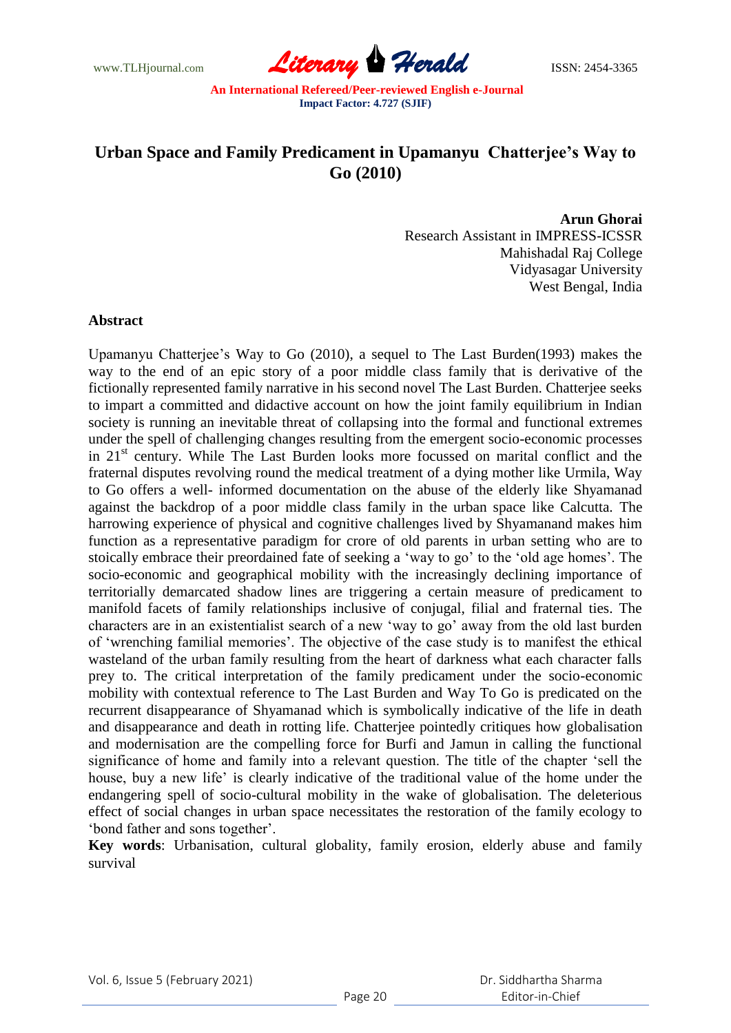# Urban Space and Family Predicament in Upamanyu Chatterjee's Way to Go (2010)

**Arun Ghorai**
Research Assistant in IMPRESS-ICSSR
Mahishadal Raj College
Vidyasagar University
West Bengal, India

## Abstract

Upamanyu Chatterjee's Way to Go (2010), a sequel to The Last Burden(1993) makes the way to the end of an epic story of a poor middle class family that is derivative of the fictionally represented family narrative in his second novel The Last Burden. Chatterjee seeks to impart a committed and didactive account on how the joint family equilibrium in Indian society is running an inevitable threat of collapsing into the formal and functional extremes under the spell of challenging changes resulting from the emergent socio-economic processes in 21st century. While The Last Burden looks more focussed on marital conflict and the fraternal disputes revolving round the medical treatment of a dying mother like Urmila, Way to Go offers a well- informed documentation on the abuse of the elderly like Shyamanad against the backdrop of a poor middle class family in the urban space like Calcutta. The harrowing experience of physical and cognitive challenges lived by Shyamanand makes him function as a representative paradigm for crore of old parents in urban setting who are to stoically embrace their preordained fate of seeking a 'way to go' to the 'old age homes'. The socio-economic and geographical mobility with the increasingly declining importance of territorially demarcated shadow lines are triggering a certain measure of predicament to manifold facets of family relationships inclusive of conjugal, filial and fraternal ties. The characters are in an existentialist search of a new 'way to go' away from the old last burden of 'wrenching familial memories'. The objective of the case study is to manifest the ethical wasteland of the urban family resulting from the heart of darkness what each character falls prey to. The critical interpretation of the family predicament under the socio-economic mobility with contextual reference to The Last Burden and Way To Go is predicated on the recurrent disappearance of Shyamanad which is symbolically indicative of the life in death and disappearance and death in rotting life. Chatterjee pointedly critiques how globalisation and modernisation are the compelling force for Burfi and Jamun in calling the functional significance of home and family into a relevant question. The title of the chapter 'sell the house, buy a new life' is clearly indicative of the traditional value of the home under the endangering spell of socio-cultural mobility in the wake of globalisation. The deleterious effect of social changes in urban space necessitates the restoration of the family ecology to 'bond father and sons together'.

**Key words**: Urbanisation, cultural globality, family erosion, elderly abuse and family survival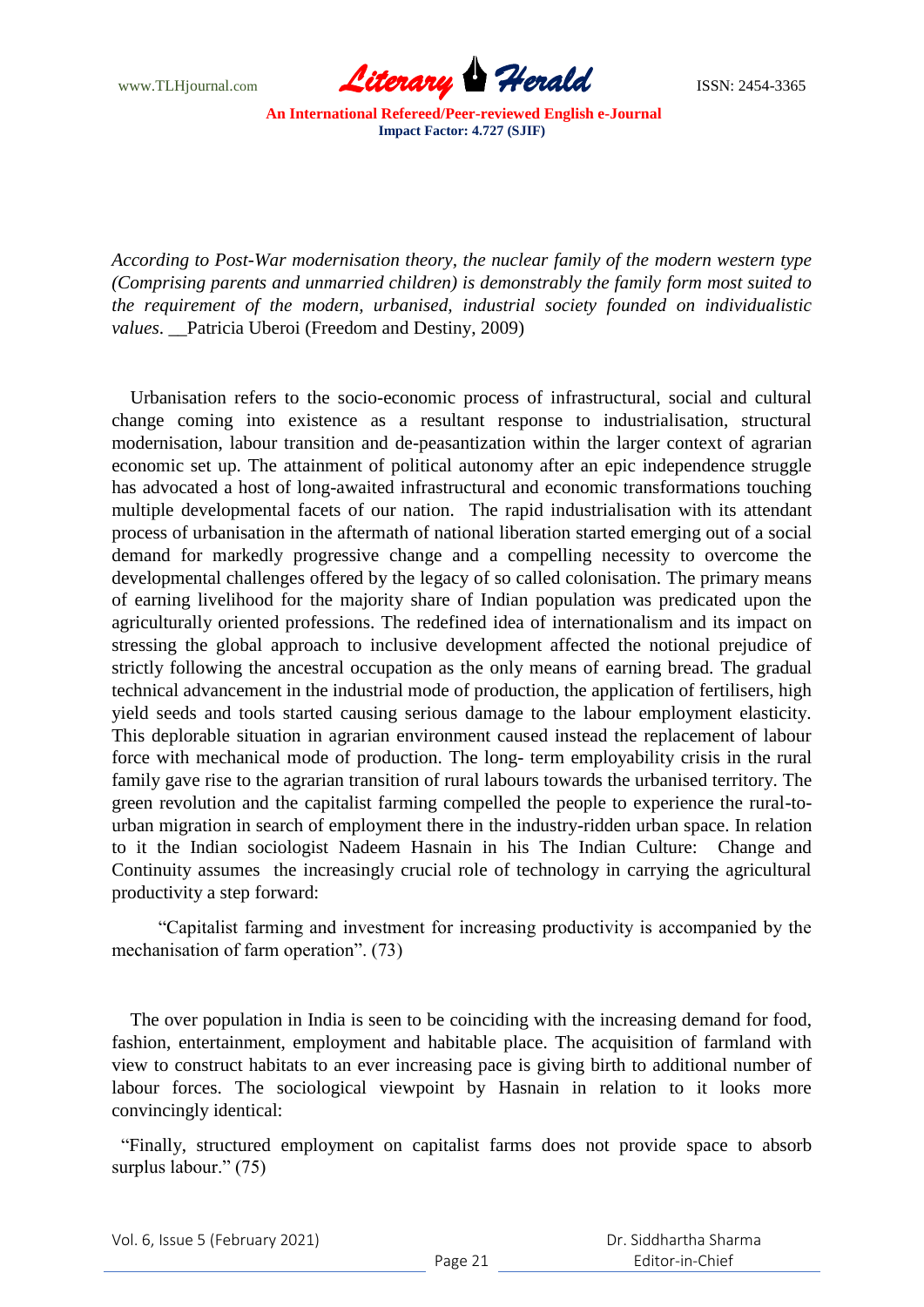*According to Post-War modernisation theory, the nuclear family of the modern western type (Comprising parents and unmarried children) is demonstrably the family form most suited to the requirement of the modern, urbanised, industrial society founded on individualistic values*. __Patricia Uberoi (Freedom and Destiny, 2009)

Urbanisation refers to the socio-economic process of infrastructural, social and cultural change coming into existence as a resultant response to industrialisation, structural modernisation, labour transition and de-peasantization within the larger context of agrarian economic set up. The attainment of political autonomy after an epic independence struggle has advocated a host of long-awaited infrastructural and economic transformations touching multiple developmental facets of our nation. The rapid industrialisation with its attendant process of urbanisation in the aftermath of national liberation started emerging out of a social demand for markedly progressive change and a compelling necessity to overcome the developmental challenges offered by the legacy of so called colonisation. The primary means of earning livelihood for the majority share of Indian population was predicated upon the agriculturally oriented professions. The redefined idea of internationalism and its impact on stressing the global approach to inclusive development affected the notional prejudice of strictly following the ancestral occupation as the only means of earning bread. The gradual technical advancement in the industrial mode of production, the application of fertilisers, high yield seeds and tools started causing serious damage to the labour employment elasticity. This deplorable situation in agrarian environment caused instead the replacement of labour force with mechanical mode of production. The long- term employability crisis in the rural family gave rise to the agrarian transition of rural labours towards the urbanised territory. The green revolution and the capitalist farming compelled the people to experience the rural-to-urban migration in search of employment there in the industry-ridden urban space. In relation to it the Indian sociologist Nadeem Hasnain in his The Indian Culture: Change and Continuity assumes the increasingly crucial role of technology in carrying the agricultural productivity a step forward:

"Capitalist farming and investment for increasing productivity is accompanied by the mechanisation of farm operation". (73)

The over population in India is seen to be coinciding with the increasing demand for food, fashion, entertainment, employment and habitable place. The acquisition of farmland with view to construct habitats to an ever increasing pace is giving birth to additional number of labour forces. The sociological viewpoint by Hasnain in relation to it looks more convincingly identical:

"Finally, structured employment on capitalist farms does not provide space to absorb surplus labour." (75)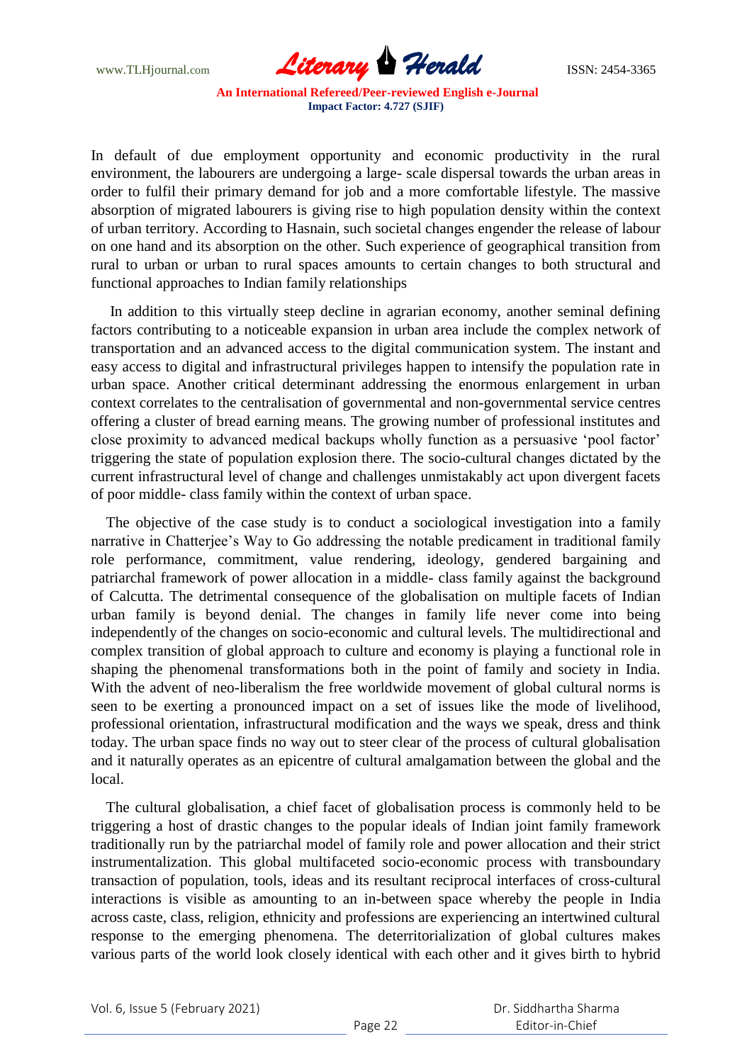In default of due employment opportunity and economic productivity in the rural environment, the labourers are undergoing a large- scale dispersal towards the urban areas in order to fulfil their primary demand for job and a more comfortable lifestyle. The massive absorption of migrated labourers is giving rise to high population density within the context of urban territory. According to Hasnain, such societal changes engender the release of labour on one hand and its absorption on the other. Such experience of geographical transition from rural to urban or urban to rural spaces amounts to certain changes to both structural and functional approaches to Indian family relationships

In addition to this virtually steep decline in agrarian economy, another seminal defining factors contributing to a noticeable expansion in urban area include the complex network of transportation and an advanced access to the digital communication system. The instant and easy access to digital and infrastructural privileges happen to intensify the population rate in urban space. Another critical determinant addressing the enormous enlargement in urban context correlates to the centralisation of governmental and non-governmental service centres offering a cluster of bread earning means. The growing number of professional institutes and close proximity to advanced medical backups wholly function as a persuasive 'pool factor' triggering the state of population explosion there. The socio-cultural changes dictated by the current infrastructural level of change and challenges unmistakably act upon divergent facets of poor middle- class family within the context of urban space.

The objective of the case study is to conduct a sociological investigation into a family narrative in Chatterjee's Way to Go addressing the notable predicament in traditional family role performance, commitment, value rendering, ideology, gendered bargaining and patriarchal framework of power allocation in a middle- class family against the background of Calcutta. The detrimental consequence of the globalisation on multiple facets of Indian urban family is beyond denial. The changes in family life never come into being independently of the changes on socio-economic and cultural levels. The multidirectional and complex transition of global approach to culture and economy is playing a functional role in shaping the phenomenal transformations both in the point of family and society in India. With the advent of neo-liberalism the free worldwide movement of global cultural norms is seen to be exerting a pronounced impact on a set of issues like the mode of livelihood, professional orientation, infrastructural modification and the ways we speak, dress and think today. The urban space finds no way out to steer clear of the process of cultural globalisation and it naturally operates as an epicentre of cultural amalgamation between the global and the local.

The cultural globalisation, a chief facet of globalisation process is commonly held to be triggering a host of drastic changes to the popular ideals of Indian joint family framework traditionally run by the patriarchal model of family role and power allocation and their strict instrumentalization. This global multifaceted socio-economic process with transboundary transaction of population, tools, ideas and its resultant reciprocal interfaces of cross-cultural interactions is visible as amounting to an in-between space whereby the people in India across caste, class, religion, ethnicity and professions are experiencing an intertwined cultural response to the emerging phenomena. The deterritorialization of global cultures makes various parts of the world look closely identical with each other and it gives birth to hybrid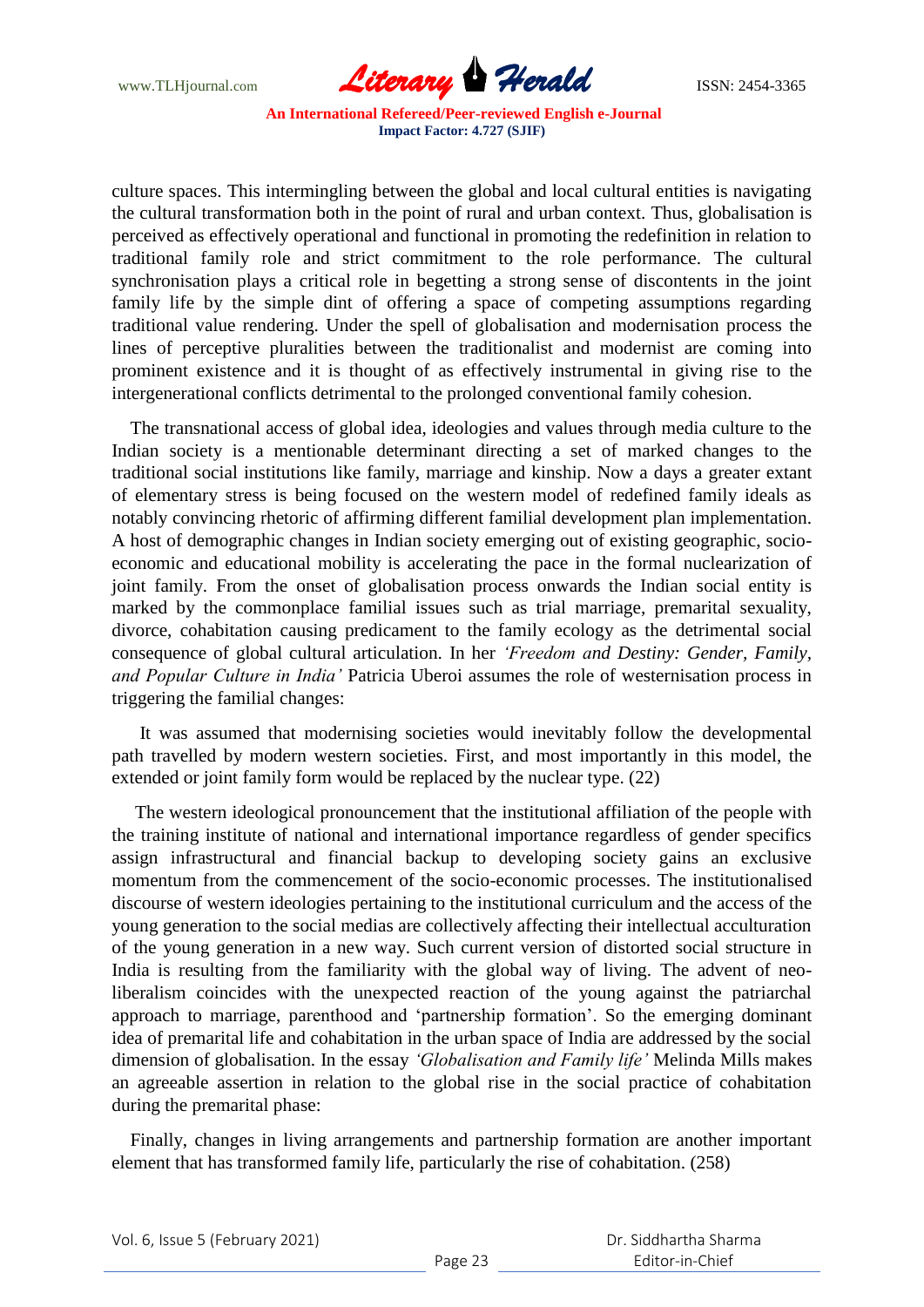culture spaces. This intermingling between the global and local cultural entities is navigating the cultural transformation both in the point of rural and urban context. Thus, globalisation is perceived as effectively operational and functional in promoting the redefinition in relation to traditional family role and strict commitment to the role performance. The cultural synchronisation plays a critical role in begetting a strong sense of discontents in the joint family life by the simple dint of offering a space of competing assumptions regarding traditional value rendering. Under the spell of globalisation and modernisation process the lines of perceptive pluralities between the traditionalist and modernist are coming into prominent existence and it is thought of as effectively instrumental in giving rise to the intergenerational conflicts detrimental to the prolonged conventional family cohesion.

The transnational access of global idea, ideologies and values through media culture to the Indian society is a mentionable determinant directing a set of marked changes to the traditional social institutions like family, marriage and kinship. Now a days a greater extant of elementary stress is being focused on the western model of redefined family ideals as notably convincing rhetoric of affirming different familial development plan implementation. A host of demographic changes in Indian society emerging out of existing geographic, socio-economic and educational mobility is accelerating the pace in the formal nuclearization of joint family. From the onset of globalisation process onwards the Indian social entity is marked by the commonplace familial issues such as trial marriage, premarital sexuality, divorce, cohabitation causing predicament to the family ecology as the detrimental social consequence of global cultural articulation. In her *'Freedom and Destiny: Gender, Family, and Popular Culture in India'* Patricia Uberoi assumes the role of westernisation process in triggering the familial changes:

> It was assumed that modernising societies would inevitably follow the developmental path travelled by modern western societies. First, and most importantly in this model, the extended or joint family form would be replaced by the nuclear type. (22)

The western ideological pronouncement that the institutional affiliation of the people with the training institute of national and international importance regardless of gender specifics assign infrastructural and financial backup to developing society gains an exclusive momentum from the commencement of the socio-economic processes. The institutionalised discourse of western ideologies pertaining to the institutional curriculum and the access of the young generation to the social medias are collectively affecting their intellectual acculturation of the young generation in a new way. Such current version of distorted social structure in India is resulting from the familiarity with the global way of living. The advent of neo-liberalism coincides with the unexpected reaction of the young against the patriarchal approach to marriage, parenthood and 'partnership formation'. So the emerging dominant idea of premarital life and cohabitation in the urban space of India are addressed by the social dimension of globalisation. In the essay *'Globalisation and Family life'* Melinda Mills makes an agreeable assertion in relation to the global rise in the social practice of cohabitation during the premarital phase:

> Finally, changes in living arrangements and partnership formation are another important element that has transformed family life, particularly the rise of cohabitation. (258)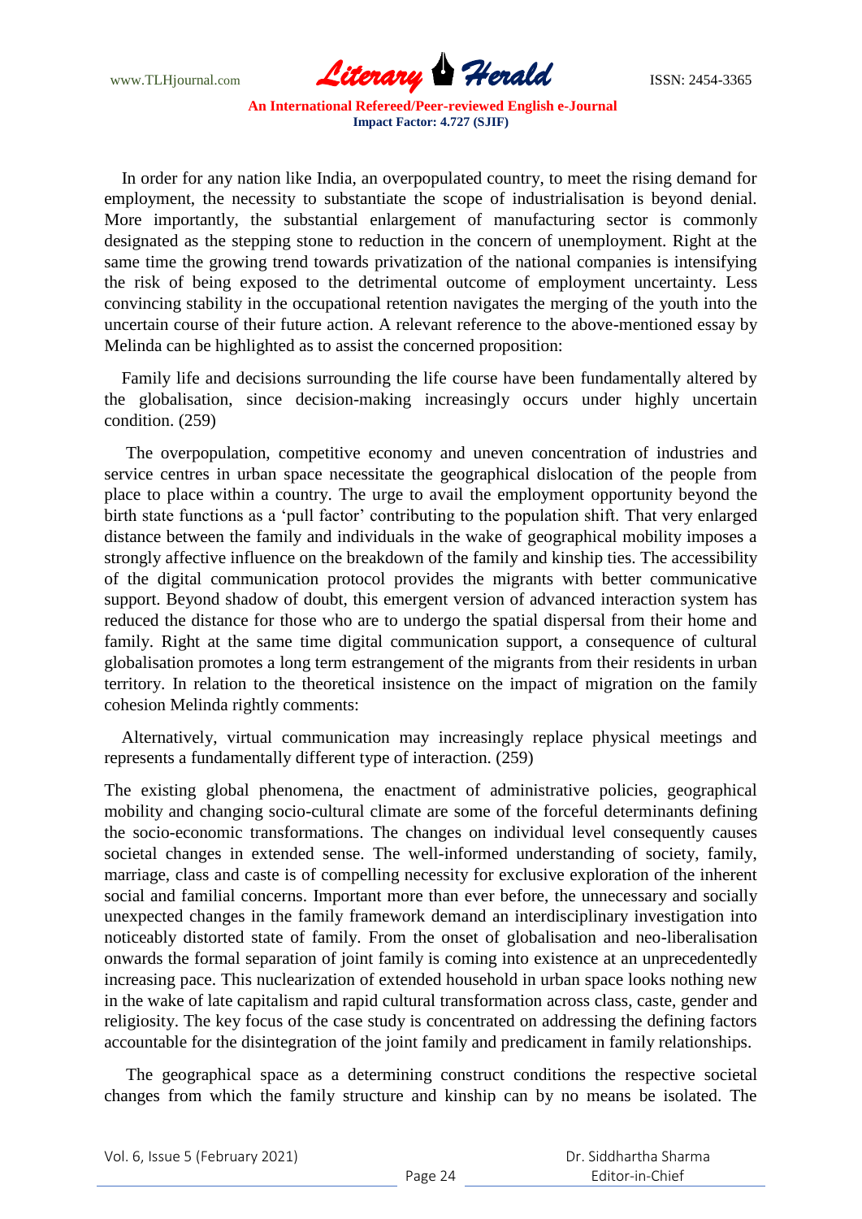In order for any nation like India, an overpopulated country, to meet the rising demand for employment, the necessity to substantiate the scope of industrialisation is beyond denial. More importantly, the substantial enlargement of manufacturing sector is commonly designated as the stepping stone to reduction in the concern of unemployment. Right at the same time the growing trend towards privatization of the national companies is intensifying the risk of being exposed to the detrimental outcome of employment uncertainty. Less convincing stability in the occupational retention navigates the merging of the youth into the uncertain course of their future action. A relevant reference to the above-mentioned essay by Melinda can be highlighted as to assist the concerned proposition:

> Family life and decisions surrounding the life course have been fundamentally altered by the globalisation, since decision-making increasingly occurs under highly uncertain condition. (259)

The overpopulation, competitive economy and uneven concentration of industries and service centres in urban space necessitate the geographical dislocation of the people from place to place within a country. The urge to avail the employment opportunity beyond the birth state functions as a 'pull factor' contributing to the population shift. That very enlarged distance between the family and individuals in the wake of geographical mobility imposes a strongly affective influence on the breakdown of the family and kinship ties. The accessibility of the digital communication protocol provides the migrants with better communicative support. Beyond shadow of doubt, this emergent version of advanced interaction system has reduced the distance for those who are to undergo the spatial dispersal from their home and family. Right at the same time digital communication support, a consequence of cultural globalisation promotes a long term estrangement of the migrants from their residents in urban territory. In relation to the theoretical insistence on the impact of migration on the family cohesion Melinda rightly comments:

> Alternatively, virtual communication may increasingly replace physical meetings and represents a fundamentally different type of interaction. (259)

The existing global phenomena, the enactment of administrative policies, geographical mobility and changing socio-cultural climate are some of the forceful determinants defining the socio-economic transformations. The changes on individual level consequently causes societal changes in extended sense. The well-informed understanding of society, family, marriage, class and caste is of compelling necessity for exclusive exploration of the inherent social and familial concerns. Important more than ever before, the unnecessary and socially unexpected changes in the family framework demand an interdisciplinary investigation into noticeably distorted state of family. From the onset of globalisation and neo-liberalisation onwards the formal separation of joint family is coming into existence at an unprecedentedly increasing pace. This nuclearization of extended household in urban space looks nothing new in the wake of late capitalism and rapid cultural transformation across class, caste, gender and religiosity. The key focus of the case study is concentrated on addressing the defining factors accountable for the disintegration of the joint family and predicament in family relationships.

The geographical space as a determining construct conditions the respective societal changes from which the family structure and kinship can by no means be isolated. The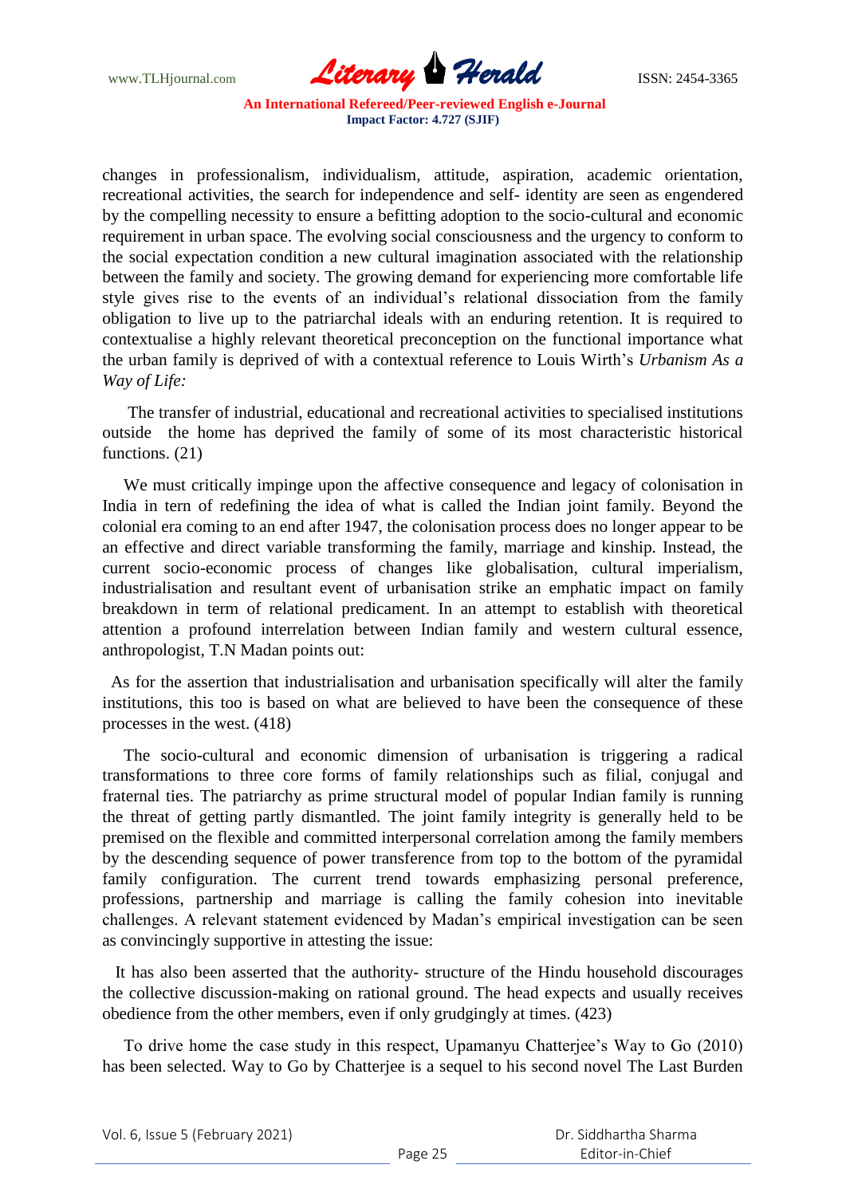changes in professionalism, individualism, attitude, aspiration, academic orientation, recreational activities, the search for independence and self- identity are seen as engendered by the compelling necessity to ensure a befitting adoption to the socio-cultural and economic requirement in urban space. The evolving social consciousness and the urgency to conform to the social expectation condition a new cultural imagination associated with the relationship between the family and society. The growing demand for experiencing more comfortable life style gives rise to the events of an individual's relational dissociation from the family obligation to live up to the patriarchal ideals with an enduring retention. It is required to contextualise a highly relevant theoretical preconception on the functional importance what the urban family is deprived of with a contextual reference to Louis Wirth's *Urbanism As a Way of Life:*

> The transfer of industrial, educational and recreational activities to specialised institutions outside the home has deprived the family of some of its most characteristic historical functions. (21)

We must critically impinge upon the affective consequence and legacy of colonisation in India in tern of redefining the idea of what is called the Indian joint family. Beyond the colonial era coming to an end after 1947, the colonisation process does no longer appear to be an effective and direct variable transforming the family, marriage and kinship. Instead, the current socio-economic process of changes like globalisation, cultural imperialism, industrialisation and resultant event of urbanisation strike an emphatic impact on family breakdown in term of relational predicament. In an attempt to establish with theoretical attention a profound interrelation between Indian family and western cultural essence, anthropologist, T.N Madan points out:

> As for the assertion that industrialisation and urbanisation specifically will alter the family institutions, this too is based on what are believed to have been the consequence of these processes in the west. (418)

The socio-cultural and economic dimension of urbanisation is triggering a radical transformations to three core forms of family relationships such as filial, conjugal and fraternal ties. The patriarchy as prime structural model of popular Indian family is running the threat of getting partly dismantled. The joint family integrity is generally held to be premised on the flexible and committed interpersonal correlation among the family members by the descending sequence of power transference from top to the bottom of the pyramidal family configuration. The current trend towards emphasizing personal preference, professions, partnership and marriage is calling the family cohesion into inevitable challenges. A relevant statement evidenced by Madan's empirical investigation can be seen as convincingly supportive in attesting the issue:

> It has also been asserted that the authority- structure of the Hindu household discourages the collective discussion-making on rational ground. The head expects and usually receives obedience from the other members, even if only grudgingly at times. (423)

To drive home the case study in this respect, Upamanyu Chatterjee's Way to Go (2010) has been selected. Way to Go by Chatterjee is a sequel to his second novel The Last Burden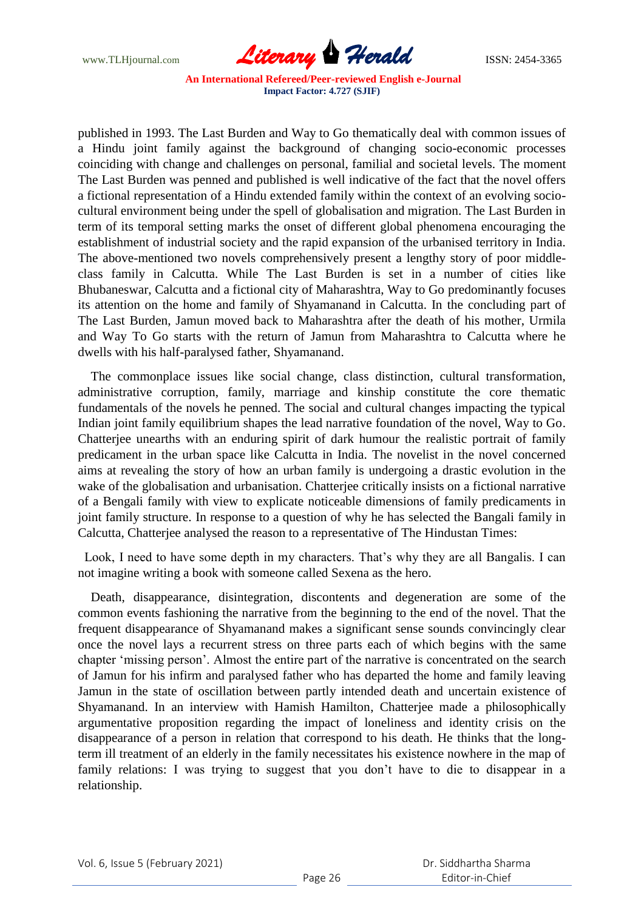published in 1993. The Last Burden and Way to Go thematically deal with common issues of a Hindu joint family against the background of changing socio-economic processes coinciding with change and challenges on personal, familial and societal levels. The moment The Last Burden was penned and published is well indicative of the fact that the novel offers a fictional representation of a Hindu extended family within the context of an evolving socio-cultural environment being under the spell of globalisation and migration. The Last Burden in term of its temporal setting marks the onset of different global phenomena encouraging the establishment of industrial society and the rapid expansion of the urbanised territory in India. The above-mentioned two novels comprehensively present a lengthy story of poor middle-class family in Calcutta. While The Last Burden is set in a number of cities like Bhubaneswar, Calcutta and a fictional city of Maharashtra, Way to Go predominantly focuses its attention on the home and family of Shyamanand in Calcutta. In the concluding part of The Last Burden, Jamun moved back to Maharashtra after the death of his mother, Urmila and Way To Go starts with the return of Jamun from Maharashtra to Calcutta where he dwells with his half-paralysed father, Shyamanand.

The commonplace issues like social change, class distinction, cultural transformation, administrative corruption, family, marriage and kinship constitute the core thematic fundamentals of the novels he penned. The social and cultural changes impacting the typical Indian joint family equilibrium shapes the lead narrative foundation of the novel, Way to Go. Chatterjee unearths with an enduring spirit of dark humour the realistic portrait of family predicament in the urban space like Calcutta in India. The novelist in the novel concerned aims at revealing the story of how an urban family is undergoing a drastic evolution in the wake of the globalisation and urbanisation. Chatterjee critically insists on a fictional narrative of a Bengali family with view to explicate noticeable dimensions of family predicaments in joint family structure. In response to a question of why he has selected the Bangali family in Calcutta, Chatterjee analysed the reason to a representative of The Hindustan Times:

Look, I need to have some depth in my characters. That's why they are all Bangalis. I can not imagine writing a book with someone called Sexena as the hero.

Death, disappearance, disintegration, discontents and degeneration are some of the common events fashioning the narrative from the beginning to the end of the novel. That the frequent disappearance of Shyamanand makes a significant sense sounds convincingly clear once the novel lays a recurrent stress on three parts each of which begins with the same chapter 'missing person'. Almost the entire part of the narrative is concentrated on the search of Jamun for his infirm and paralysed father who has departed the home and family leaving Jamun in the state of oscillation between partly intended death and uncertain existence of Shyamanand. In an interview with Hamish Hamilton, Chatterjee made a philosophically argumentative proposition regarding the impact of loneliness and identity crisis on the disappearance of a person in relation that correspond to his death. He thinks that the long-term ill treatment of an elderly in the family necessitates his existence nowhere in the map of family relations: I was trying to suggest that you don't have to die to disappear in a relationship.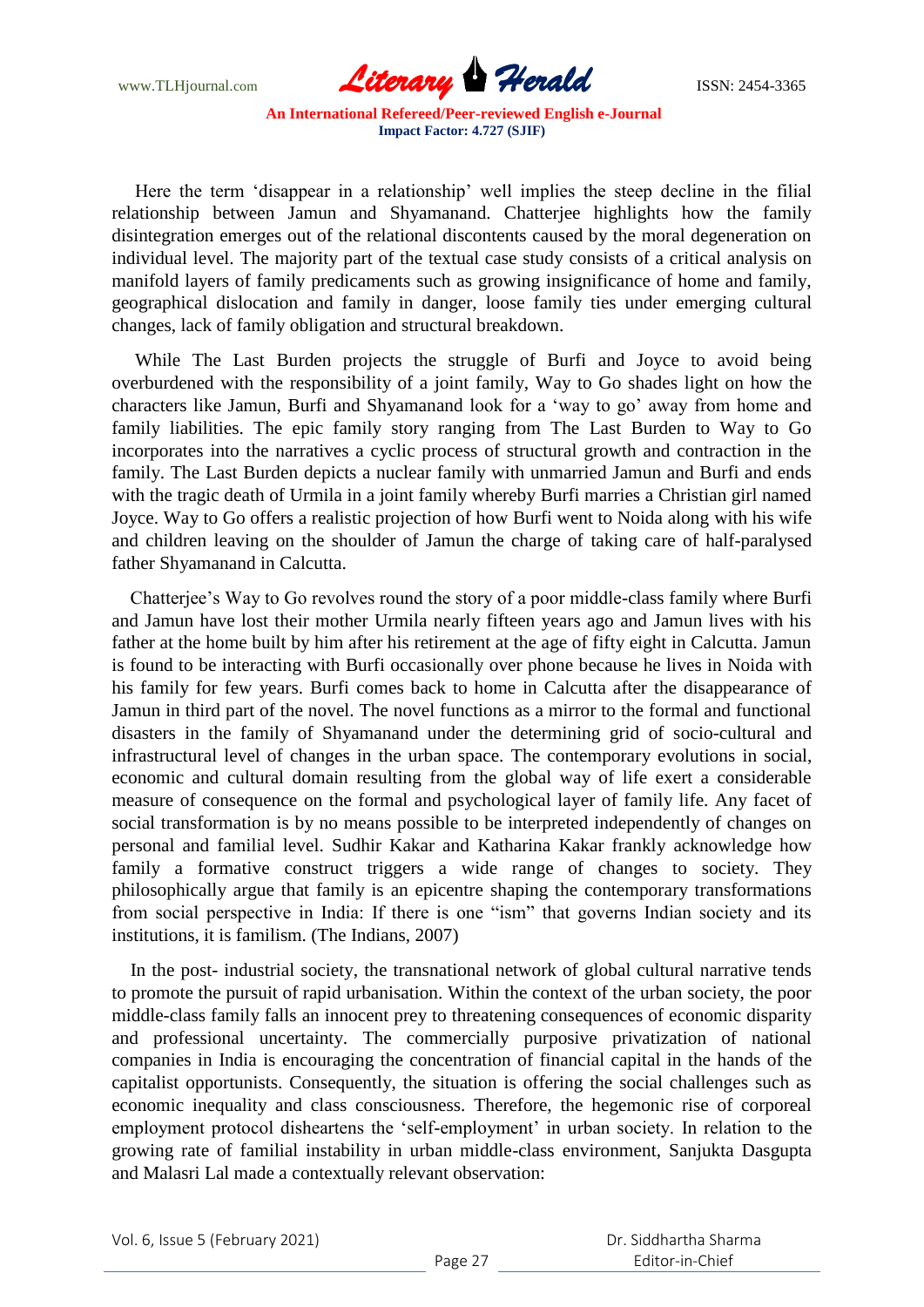Here the term 'disappear in a relationship' well implies the steep decline in the filial relationship between Jamun and Shyamanand. Chatterjee highlights how the family disintegration emerges out of the relational discontents caused by the moral degeneration on individual level. The majority part of the textual case study consists of a critical analysis on manifold layers of family predicaments such as growing insignificance of home and family, geographical dislocation and family in danger, loose family ties under emerging cultural changes, lack of family obligation and structural breakdown.

While The Last Burden projects the struggle of Burfi and Joyce to avoid being overburdened with the responsibility of a joint family, Way to Go shades light on how the characters like Jamun, Burfi and Shyamanand look for a 'way to go' away from home and family liabilities. The epic family story ranging from The Last Burden to Way to Go incorporates into the narratives a cyclic process of structural growth and contraction in the family. The Last Burden depicts a nuclear family with unmarried Jamun and Burfi and ends with the tragic death of Urmila in a joint family whereby Burfi marries a Christian girl named Joyce. Way to Go offers a realistic projection of how Burfi went to Noida along with his wife and children leaving on the shoulder of Jamun the charge of taking care of half-paralysed father Shyamanand in Calcutta.

Chatterjee's Way to Go revolves round the story of a poor middle-class family where Burfi and Jamun have lost their mother Urmila nearly fifteen years ago and Jamun lives with his father at the home built by him after his retirement at the age of fifty eight in Calcutta. Jamun is found to be interacting with Burfi occasionally over phone because he lives in Noida with his family for few years. Burfi comes back to home in Calcutta after the disappearance of Jamun in third part of the novel. The novel functions as a mirror to the formal and functional disasters in the family of Shyamanand under the determining grid of socio-cultural and infrastructural level of changes in the urban space. The contemporary evolutions in social, economic and cultural domain resulting from the global way of life exert a considerable measure of consequence on the formal and psychological layer of family life. Any facet of social transformation is by no means possible to be interpreted independently of changes on personal and familial level. Sudhir Kakar and Katharina Kakar frankly acknowledge how family a formative construct triggers a wide range of changes to society. They philosophically argue that family is an epicentre shaping the contemporary transformations from social perspective in India: If there is one "ism" that governs Indian society and its institutions, it is familism. (The Indians, 2007)

In the post- industrial society, the transnational network of global cultural narrative tends to promote the pursuit of rapid urbanisation. Within the context of the urban society, the poor middle-class family falls an innocent prey to threatening consequences of economic disparity and professional uncertainty. The commercially purposive privatization of national companies in India is encouraging the concentration of financial capital in the hands of the capitalist opportunists. Consequently, the situation is offering the social challenges such as economic inequality and class consciousness. Therefore, the hegemonic rise of corporeal employment protocol disheartens the 'self-employment' in urban society. In relation to the growing rate of familial instability in urban middle-class environment, Sanjukta Dasgupta and Malasri Lal made a contextually relevant observation: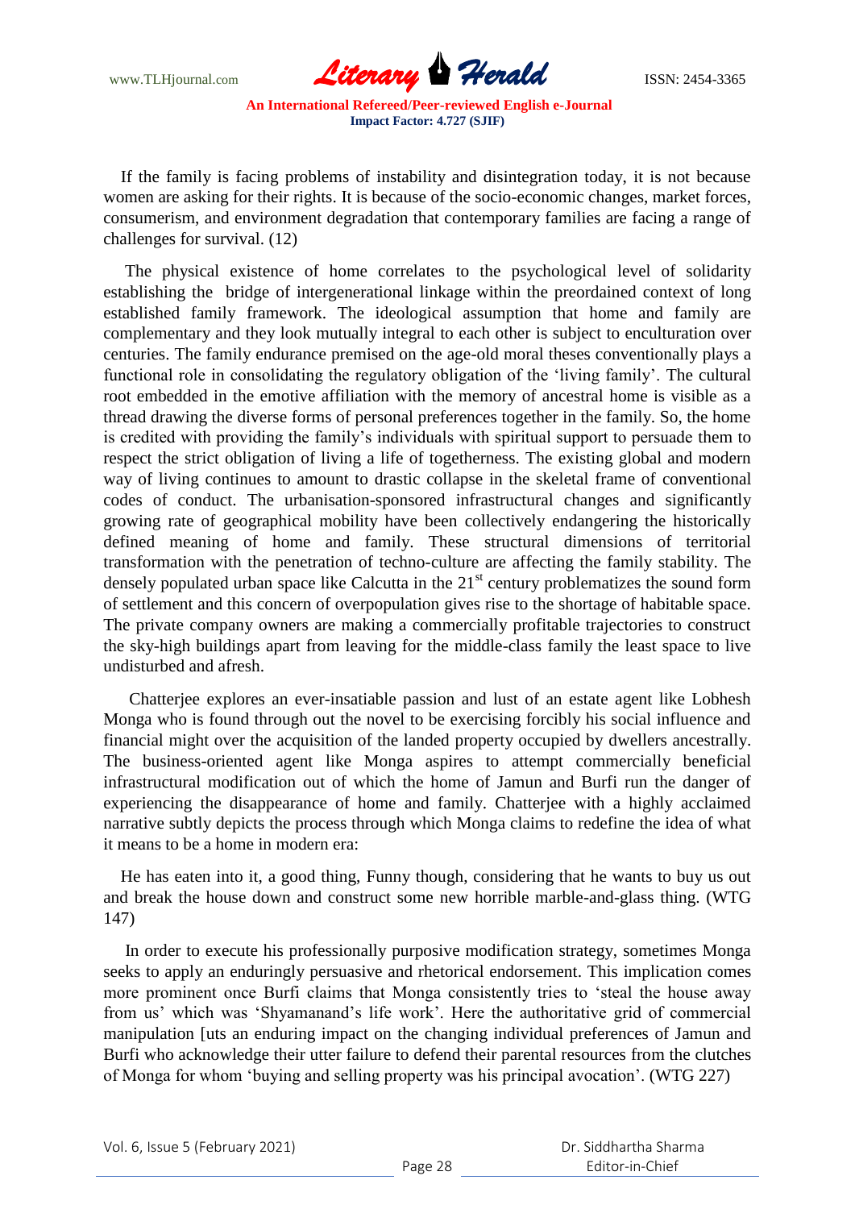If the family is facing problems of instability and disintegration today, it is not because women are asking for their rights. It is because of the socio-economic changes, market forces, consumerism, and environment degradation that contemporary families are facing a range of challenges for survival. (12)

The physical existence of home correlates to the psychological level of solidarity establishing the bridge of intergenerational linkage within the preordained context of long established family framework. The ideological assumption that home and family are complementary and they look mutually integral to each other is subject to enculturation over centuries. The family endurance premised on the age-old moral theses conventionally plays a functional role in consolidating the regulatory obligation of the 'living family'. The cultural root embedded in the emotive affiliation with the memory of ancestral home is visible as a thread drawing the diverse forms of personal preferences together in the family. So, the home is credited with providing the family's individuals with spiritual support to persuade them to respect the strict obligation of living a life of togetherness. The existing global and modern way of living continues to amount to drastic collapse in the skeletal frame of conventional codes of conduct. The urbanisation-sponsored infrastructural changes and significantly growing rate of geographical mobility have been collectively endangering the historically defined meaning of home and family. These structural dimensions of territorial transformation with the penetration of techno-culture are affecting the family stability. The densely populated urban space like Calcutta in the 21st century problematizes the sound form of settlement and this concern of overpopulation gives rise to the shortage of habitable space. The private company owners are making a commercially profitable trajectories to construct the sky-high buildings apart from leaving for the middle-class family the least space to live undisturbed and afresh.

Chatterjee explores an ever-insatiable passion and lust of an estate agent like Lobhesh Monga who is found through out the novel to be exercising forcibly his social influence and financial might over the acquisition of the landed property occupied by dwellers ancestrally. The business-oriented agent like Monga aspires to attempt commercially beneficial infrastructural modification out of which the home of Jamun and Burfi run the danger of experiencing the disappearance of home and family. Chatterjee with a highly acclaimed narrative subtly depicts the process through which Monga claims to redefine the idea of what it means to be a home in modern era:

He has eaten into it, a good thing, Funny though, considering that he wants to buy us out and break the house down and construct some new horrible marble-and-glass thing. (WTG 147)

In order to execute his professionally purposive modification strategy, sometimes Monga seeks to apply an enduringly persuasive and rhetorical endorsement. This implication comes more prominent once Burfi claims that Monga consistently tries to 'steal the house away from us' which was 'Shyamanand's life work'. Here the authoritative grid of commercial manipulation [uts an enduring impact on the changing individual preferences of Jamun and Burfi who acknowledge their utter failure to defend their parental resources from the clutches of Monga for whom 'buying and selling property was his principal avocation'. (WTG 227)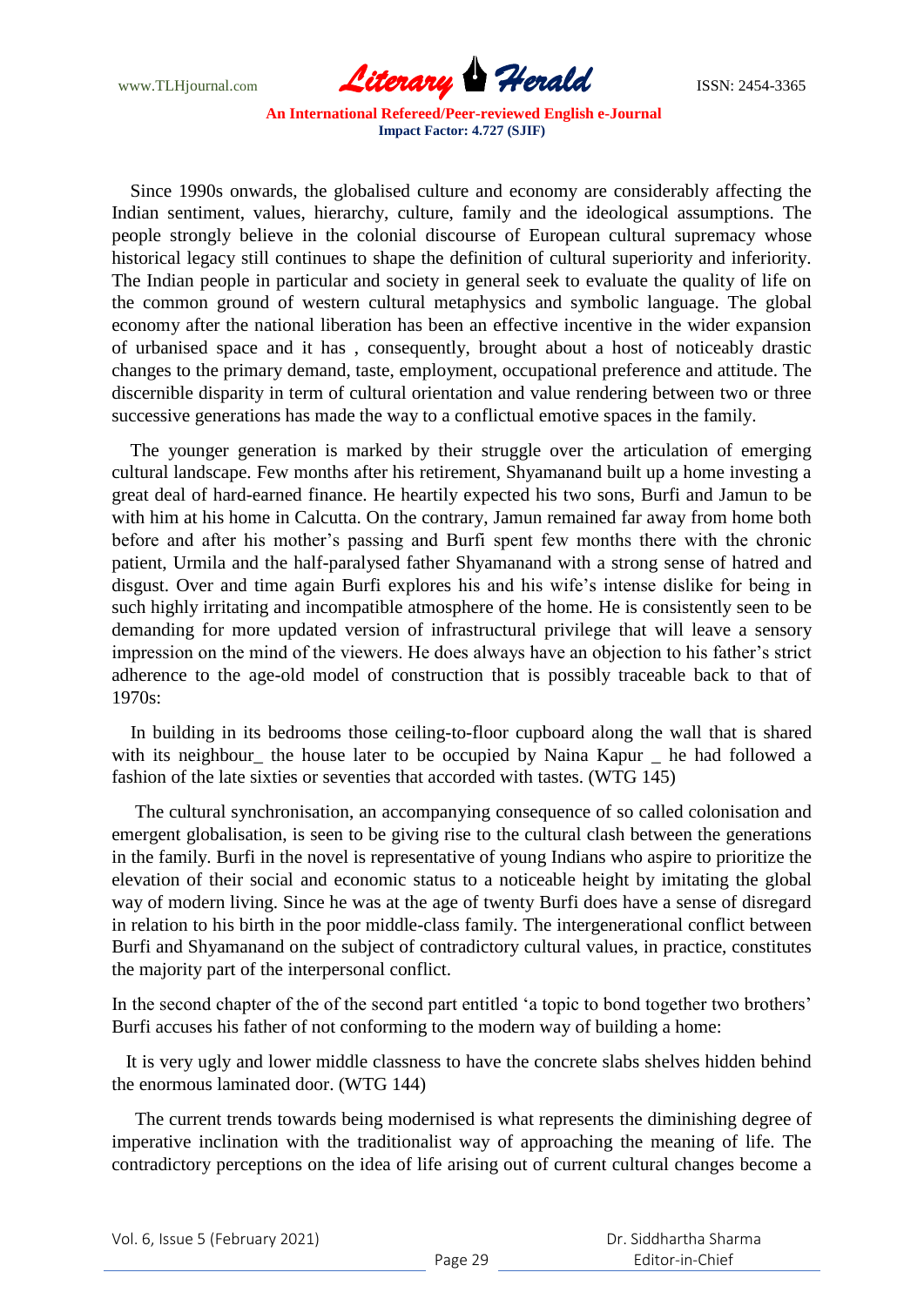Since 1990s onwards, the globalised culture and economy are considerably affecting the Indian sentiment, values, hierarchy, culture, family and the ideological assumptions. The people strongly believe in the colonial discourse of European cultural supremacy whose historical legacy still continues to shape the definition of cultural superiority and inferiority. The Indian people in particular and society in general seek to evaluate the quality of life on the common ground of western cultural metaphysics and symbolic language. The global economy after the national liberation has been an effective incentive in the wider expansion of urbanised space and it has , consequently, brought about a host of noticeably drastic changes to the primary demand, taste, employment, occupational preference and attitude. The discernible disparity in term of cultural orientation and value rendering between two or three successive generations has made the way to a conflictual emotive spaces in the family.

The younger generation is marked by their struggle over the articulation of emerging cultural landscape. Few months after his retirement, Shyamanand built up a home investing a great deal of hard-earned finance. He heartily expected his two sons, Burfi and Jamun to be with him at his home in Calcutta. On the contrary, Jamun remained far away from home both before and after his mother's passing and Burfi spent few months there with the chronic patient, Urmila and the half-paralysed father Shyamanand with a strong sense of hatred and disgust. Over and time again Burfi explores his and his wife's intense dislike for being in such highly irritating and incompatible atmosphere of the home. He is consistently seen to be demanding for more updated version of infrastructural privilege that will leave a sensory impression on the mind of the viewers. He does always have an objection to his father's strict adherence to the age-old model of construction that is possibly traceable back to that of 1970s:

> In building in its bedrooms those ceiling-to-floor cupboard along the wall that is shared with its neighbour_ the house later to be occupied by Naina Kapur _ he had followed a fashion of the late sixties or seventies that accorded with tastes. (WTG 145)

The cultural synchronisation, an accompanying consequence of so called colonisation and emergent globalisation, is seen to be giving rise to the cultural clash between the generations in the family. Burfi in the novel is representative of young Indians who aspire to prioritize the elevation of their social and economic status to a noticeable height by imitating the global way of modern living. Since he was at the age of twenty Burfi does have a sense of disregard in relation to his birth in the poor middle-class family. The intergenerational conflict between Burfi and Shyamanand on the subject of contradictory cultural values, in practice, constitutes the majority part of the interpersonal conflict.

In the second chapter of the of the second part entitled 'a topic to bond together two brothers' Burfi accuses his father of not conforming to the modern way of building a home:

> It is very ugly and lower middle classness to have the concrete slabs shelves hidden behind the enormous laminated door. (WTG 144)

The current trends towards being modernised is what represents the diminishing degree of imperative inclination with the traditionalist way of approaching the meaning of life. The contradictory perceptions on the idea of life arising out of current cultural changes become a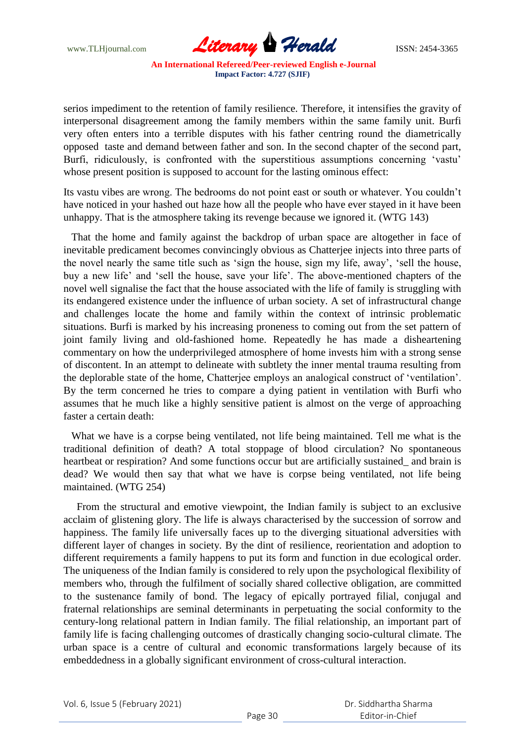serios impediment to the retention of family resilience. Therefore, it intensifies the gravity of interpersonal disagreement among the family members within the same family unit. Burfi very often enters into a terrible disputes with his father centring round the diametrically opposed taste and demand between father and son. In the second chapter of the second part, Burfi, ridiculously, is confronted with the superstitious assumptions concerning 'vastu' whose present position is supposed to account for the lasting ominous effect:

Its vastu vibes are wrong. The bedrooms do not point east or south or whatever. You couldn't have noticed in your hashed out haze how all the people who have ever stayed in it have been unhappy. That is the atmosphere taking its revenge because we ignored it. (WTG 143)

That the home and family against the backdrop of urban space are altogether in face of inevitable predicament becomes convincingly obvious as Chatterjee injects into three parts of the novel nearly the same title such as 'sign the house, sign my life, away', 'sell the house, buy a new life' and 'sell the house, save your life'. The above-mentioned chapters of the novel well signalise the fact that the house associated with the life of family is struggling with its endangered existence under the influence of urban society. A set of infrastructural change and challenges locate the home and family within the context of intrinsic problematic situations. Burfi is marked by his increasing proneness to coming out from the set pattern of joint family living and old-fashioned home. Repeatedly he has made a disheartening commentary on how the underprivileged atmosphere of home invests him with a strong sense of discontent. In an attempt to delineate with subtlety the inner mental trauma resulting from the deplorable state of the home, Chatterjee employs an analogical construct of 'ventilation'. By the term concerned he tries to compare a dying patient in ventilation with Burfi who assumes that he much like a highly sensitive patient is almost on the verge of approaching faster a certain death:

What we have is a corpse being ventilated, not life being maintained. Tell me what is the traditional definition of death? A total stoppage of blood circulation? No spontaneous heartbeat or respiration? And some functions occur but are artificially sustained_ and brain is dead? We would then say that what we have is corpse being ventilated, not life being maintained. (WTG 254)

From the structural and emotive viewpoint, the Indian family is subject to an exclusive acclaim of glistening glory. The life is always characterised by the succession of sorrow and happiness. The family life universally faces up to the diverging situational adversities with different layer of changes in society. By the dint of resilience, reorientation and adoption to different requirements a family happens to put its form and function in due ecological order. The uniqueness of the Indian family is considered to rely upon the psychological flexibility of members who, through the fulfilment of socially shared collective obligation, are committed to the sustenance family of bond. The legacy of epically portrayed filial, conjugal and fraternal relationships are seminal determinants in perpetuating the social conformity to the century-long relational pattern in Indian family. The filial relationship, an important part of family life is facing challenging outcomes of drastically changing socio-cultural climate. The urban space is a centre of cultural and economic transformations largely because of its embeddedness in a globally significant environment of cross-cultural interaction.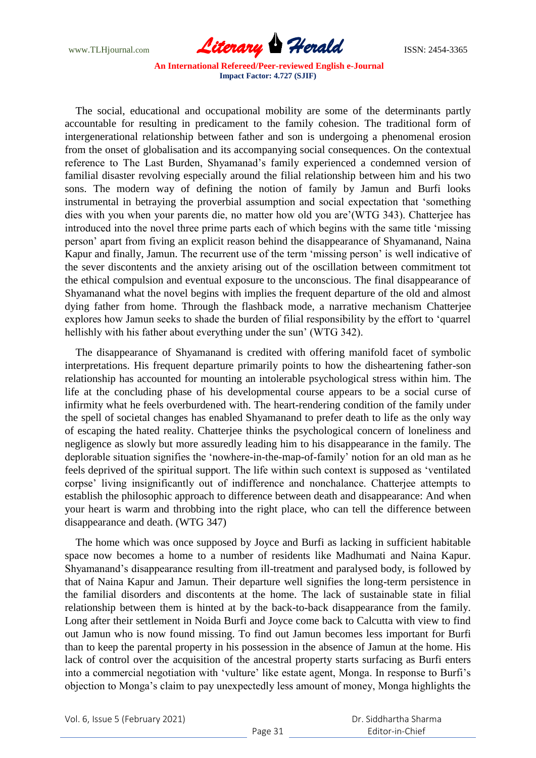The social, educational and occupational mobility are some of the determinants partly accountable for resulting in predicament to the family cohesion. The traditional form of intergenerational relationship between father and son is undergoing a phenomenal erosion from the onset of globalisation and its accompanying social consequences. On the contextual reference to The Last Burden, Shyamanad's family experienced a condemned version of familial disaster revolving especially around the filial relationship between him and his two sons. The modern way of defining the notion of family by Jamun and Burfi looks instrumental in betraying the proverbial assumption and social expectation that 'something dies with you when your parents die, no matter how old you are'(WTG 343). Chatterjee has introduced into the novel three prime parts each of which begins with the same title 'missing person' apart from fiving an explicit reason behind the disappearance of Shyamanand, Naina Kapur and finally, Jamun. The recurrent use of the term 'missing person' is well indicative of the sever discontents and the anxiety arising out of the oscillation between commitment tot the ethical compulsion and eventual exposure to the unconscious. The final disappearance of Shyamanand what the novel begins with implies the frequent departure of the old and almost dying father from home. Through the flashback mode, a narrative mechanism Chatterjee explores how Jamun seeks to shade the burden of filial responsibility by the effort to 'quarrel hellishly with his father about everything under the sun' (WTG 342).

The disappearance of Shyamanand is credited with offering manifold facet of symbolic interpretations. His frequent departure primarily points to how the disheartening father-son relationship has accounted for mounting an intolerable psychological stress within him. The life at the concluding phase of his developmental course appears to be a social curse of infirmity what he feels overburdened with. The heart-rendering condition of the family under the spell of societal changes has enabled Shyamanand to prefer death to life as the only way of escaping the hated reality. Chatterjee thinks the psychological concern of loneliness and negligence as slowly but more assuredly leading him to his disappearance in the family. The deplorable situation signifies the 'nowhere-in-the-map-of-family' notion for an old man as he feels deprived of the spiritual support. The life within such context is supposed as 'ventilated corpse' living insignificantly out of indifference and nonchalance. Chatterjee attempts to establish the philosophic approach to difference between death and disappearance: And when your heart is warm and throbbing into the right place, who can tell the difference between disappearance and death. (WTG 347)

The home which was once supposed by Joyce and Burfi as lacking in sufficient habitable space now becomes a home to a number of residents like Madhumati and Naina Kapur. Shyamanand's disappearance resulting from ill-treatment and paralysed body, is followed by that of Naina Kapur and Jamun. Their departure well signifies the long-term persistence in the familial disorders and discontents at the home. The lack of sustainable state in filial relationship between them is hinted at by the back-to-back disappearance from the family. Long after their settlement in Noida Burfi and Joyce come back to Calcutta with view to find out Jamun who is now found missing. To find out Jamun becomes less important for Burfi than to keep the parental property in his possession in the absence of Jamun at the home. His lack of control over the acquisition of the ancestral property starts surfacing as Burfi enters into a commercial negotiation with 'vulture' like estate agent, Monga. In response to Burfi's objection to Monga's claim to pay unexpectedly less amount of money, Monga highlights the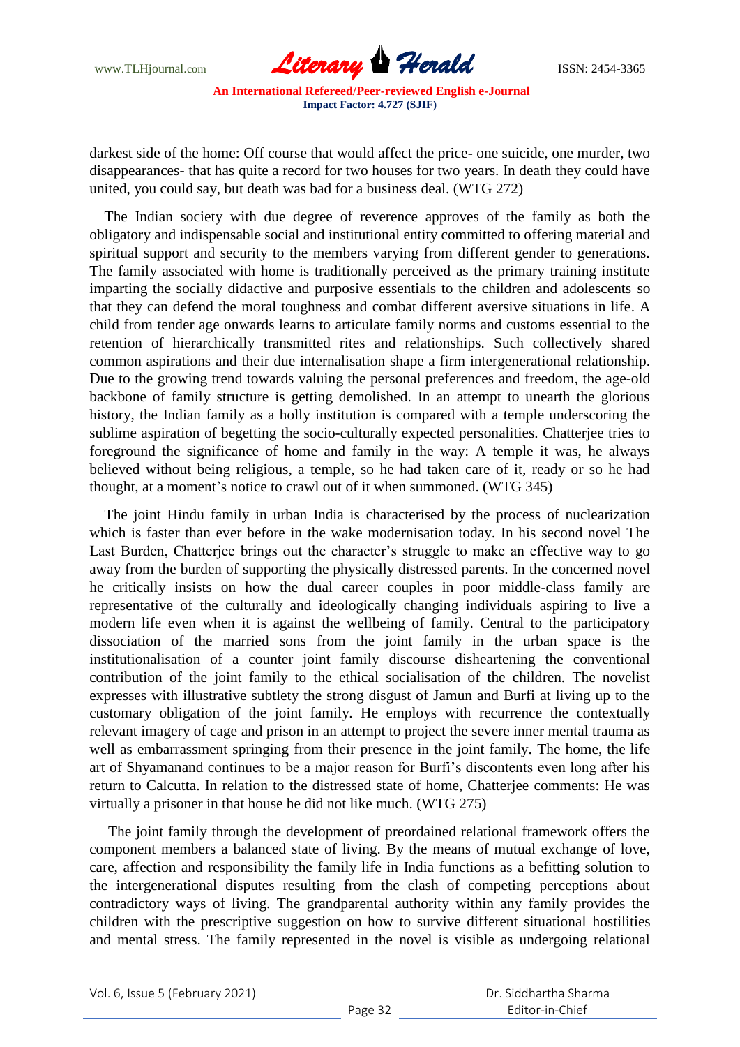darkest side of the home: Off course that would affect the price- one suicide, one murder, two disappearances- that has quite a record for two houses for two years. In death they could have united, you could say, but death was bad for a business deal. (WTG 272)

The Indian society with due degree of reverence approves of the family as both the obligatory and indispensable social and institutional entity committed to offering material and spiritual support and security to the members varying from different gender to generations. The family associated with home is traditionally perceived as the primary training institute imparting the socially didactive and purposive essentials to the children and adolescents so that they can defend the moral toughness and combat different aversive situations in life. A child from tender age onwards learns to articulate family norms and customs essential to the retention of hierarchically transmitted rites and relationships. Such collectively shared common aspirations and their due internalisation shape a firm intergenerational relationship. Due to the growing trend towards valuing the personal preferences and freedom, the age-old backbone of family structure is getting demolished. In an attempt to unearth the glorious history, the Indian family as a holly institution is compared with a temple underscoring the sublime aspiration of begetting the socio-culturally expected personalities. Chatterjee tries to foreground the significance of home and family in the way: A temple it was, he always believed without being religious, a temple, so he had taken care of it, ready or so he had thought, at a moment's notice to crawl out of it when summoned. (WTG 345)

The joint Hindu family in urban India is characterised by the process of nuclearization which is faster than ever before in the wake modernisation today. In his second novel The Last Burden, Chatterjee brings out the character's struggle to make an effective way to go away from the burden of supporting the physically distressed parents. In the concerned novel he critically insists on how the dual career couples in poor middle-class family are representative of the culturally and ideologically changing individuals aspiring to live a modern life even when it is against the wellbeing of family. Central to the participatory dissociation of the married sons from the joint family in the urban space is the institutionalisation of a counter joint family discourse disheartening the conventional contribution of the joint family to the ethical socialisation of the children. The novelist expresses with illustrative subtlety the strong disgust of Jamun and Burfi at living up to the customary obligation of the joint family. He employs with recurrence the contextually relevant imagery of cage and prison in an attempt to project the severe inner mental trauma as well as embarrassment springing from their presence in the joint family. The home, the life art of Shyamanand continues to be a major reason for Burfi's discontents even long after his return to Calcutta. In relation to the distressed state of home, Chatterjee comments: He was virtually a prisoner in that house he did not like much. (WTG 275)

The joint family through the development of preordained relational framework offers the component members a balanced state of living. By the means of mutual exchange of love, care, affection and responsibility the family life in India functions as a befitting solution to the intergenerational disputes resulting from the clash of competing perceptions about contradictory ways of living. The grandparental authority within any family provides the children with the prescriptive suggestion on how to survive different situational hostilities and mental stress. The family represented in the novel is visible as undergoing relational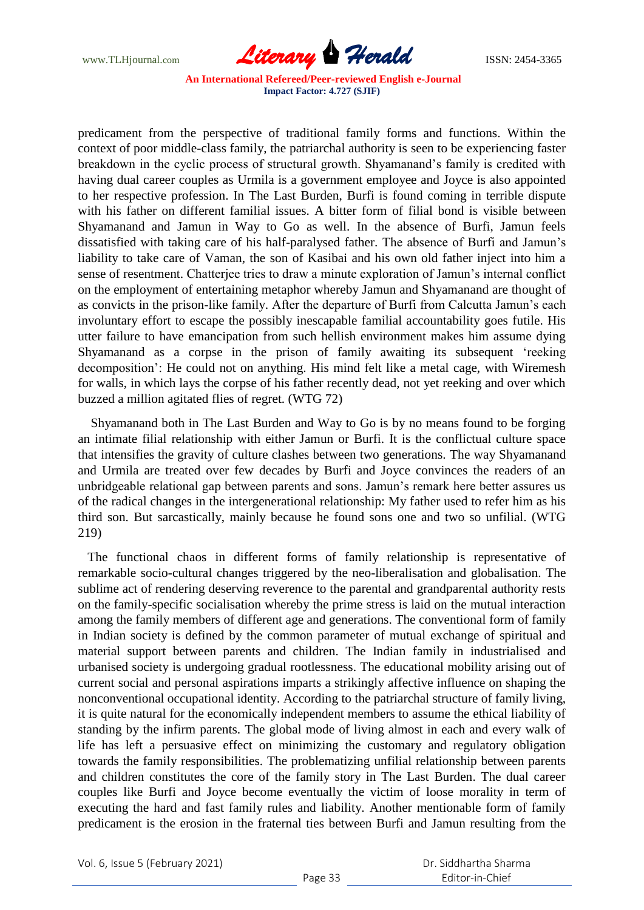predicament from the perspective of traditional family forms and functions. Within the context of poor middle-class family, the patriarchal authority is seen to be experiencing faster breakdown in the cyclic process of structural growth. Shyamanand's family is credited with having dual career couples as Urmila is a government employee and Joyce is also appointed to her respective profession. In The Last Burden, Burfi is found coming in terrible dispute with his father on different familial issues. A bitter form of filial bond is visible between Shyamanand and Jamun in Way to Go as well. In the absence of Burfi, Jamun feels dissatisfied with taking care of his half-paralysed father. The absence of Burfi and Jamun's liability to take care of Vaman, the son of Kasibai and his own old father inject into him a sense of resentment. Chatterjee tries to draw a minute exploration of Jamun's internal conflict on the employment of entertaining metaphor whereby Jamun and Shyamanand are thought of as convicts in the prison-like family. After the departure of Burfi from Calcutta Jamun's each involuntary effort to escape the possibly inescapable familial accountability goes futile. His utter failure to have emancipation from such hellish environment makes him assume dying Shyamanand as a corpse in the prison of family awaiting its subsequent 'reeking decomposition': He could not on anything. His mind felt like a metal cage, with Wiremesh for walls, in which lays the corpse of his father recently dead, not yet reeking and over which buzzed a million agitated flies of regret. (WTG 72)

Shyamanand both in The Last Burden and Way to Go is by no means found to be forging an intimate filial relationship with either Jamun or Burfi. It is the conflictual culture space that intensifies the gravity of culture clashes between two generations. The way Shyamanand and Urmila are treated over few decades by Burfi and Joyce convinces the readers of an unbridgeable relational gap between parents and sons. Jamun's remark here better assures us of the radical changes in the intergenerational relationship: My father used to refer him as his third son. But sarcastically, mainly because he found sons one and two so unfilial. (WTG 219)

The functional chaos in different forms of family relationship is representative of remarkable socio-cultural changes triggered by the neo-liberalisation and globalisation. The sublime act of rendering deserving reverence to the parental and grandparental authority rests on the family-specific socialisation whereby the prime stress is laid on the mutual interaction among the family members of different age and generations. The conventional form of family in Indian society is defined by the common parameter of mutual exchange of spiritual and material support between parents and children. The Indian family in industrialised and urbanised society is undergoing gradual rootlessness. The educational mobility arising out of current social and personal aspirations imparts a strikingly affective influence on shaping the nonconventional occupational identity. According to the patriarchal structure of family living, it is quite natural for the economically independent members to assume the ethical liability of standing by the infirm parents. The global mode of living almost in each and every walk of life has left a persuasive effect on minimizing the customary and regulatory obligation towards the family responsibilities. The problematizing unfilial relationship between parents and children constitutes the core of the family story in The Last Burden. The dual career couples like Burfi and Joyce become eventually the victim of loose morality in term of executing the hard and fast family rules and liability. Another mentionable form of family predicament is the erosion in the fraternal ties between Burfi and Jamun resulting from the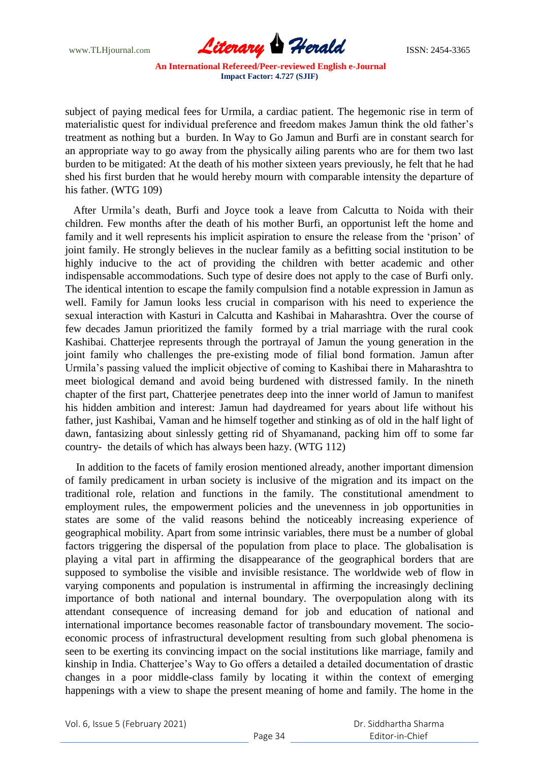subject of paying medical fees for Urmila, a cardiac patient. The hegemonic rise in term of materialistic quest for individual preference and freedom makes Jamun think the old father's treatment as nothing but a burden. In Way to Go Jamun and Burfi are in constant search for an appropriate way to go away from the physically ailing parents who are for them two last burden to be mitigated: At the death of his mother sixteen years previously, he felt that he had shed his first burden that he would hereby mourn with comparable intensity the departure of his father. (WTG 109)

After Urmila's death, Burfi and Joyce took a leave from Calcutta to Noida with their children. Few months after the death of his mother Burfi, an opportunist left the home and family and it well represents his implicit aspiration to ensure the release from the 'prison' of joint family. He strongly believes in the nuclear family as a befitting social institution to be highly inducive to the act of providing the children with better academic and other indispensable accommodations. Such type of desire does not apply to the case of Burfi only. The identical intention to escape the family compulsion find a notable expression in Jamun as well. Family for Jamun looks less crucial in comparison with his need to experience the sexual interaction with Kasturi in Calcutta and Kashibai in Maharashtra. Over the course of few decades Jamun prioritized the family formed by a trial marriage with the rural cook Kashibai. Chatterjee represents through the portrayal of Jamun the young generation in the joint family who challenges the pre-existing mode of filial bond formation. Jamun after Urmila's passing valued the implicit objective of coming to Kashibai there in Maharashtra to meet biological demand and avoid being burdened with distressed family. In the nineth chapter of the first part, Chatterjee penetrates deep into the inner world of Jamun to manifest his hidden ambition and interest: Jamun had daydreamed for years about life without his father, just Kashibai, Vaman and he himself together and stinking as of old in the half light of dawn, fantasizing about sinlessly getting rid of Shyamanand, packing him off to some far country- the details of which has always been hazy. (WTG 112)

In addition to the facets of family erosion mentioned already, another important dimension of family predicament in urban society is inclusive of the migration and its impact on the traditional role, relation and functions in the family. The constitutional amendment to employment rules, the empowerment policies and the unevenness in job opportunities in states are some of the valid reasons behind the noticeably increasing experience of geographical mobility. Apart from some intrinsic variables, there must be a number of global factors triggering the dispersal of the population from place to place. The globalisation is playing a vital part in affirming the disappearance of the geographical borders that are supposed to symbolise the visible and invisible resistance. The worldwide web of flow in varying components and population is instrumental in affirming the increasingly declining importance of both national and internal boundary. The overpopulation along with its attendant consequence of increasing demand for job and education of national and international importance becomes reasonable factor of transboundary movement. The socio-economic process of infrastructural development resulting from such global phenomena is seen to be exerting its convincing impact on the social institutions like marriage, family and kinship in India. Chatterjee's Way to Go offers a detailed a detailed documentation of drastic changes in a poor middle-class family by locating it within the context of emerging happenings with a view to shape the present meaning of home and family. The home in the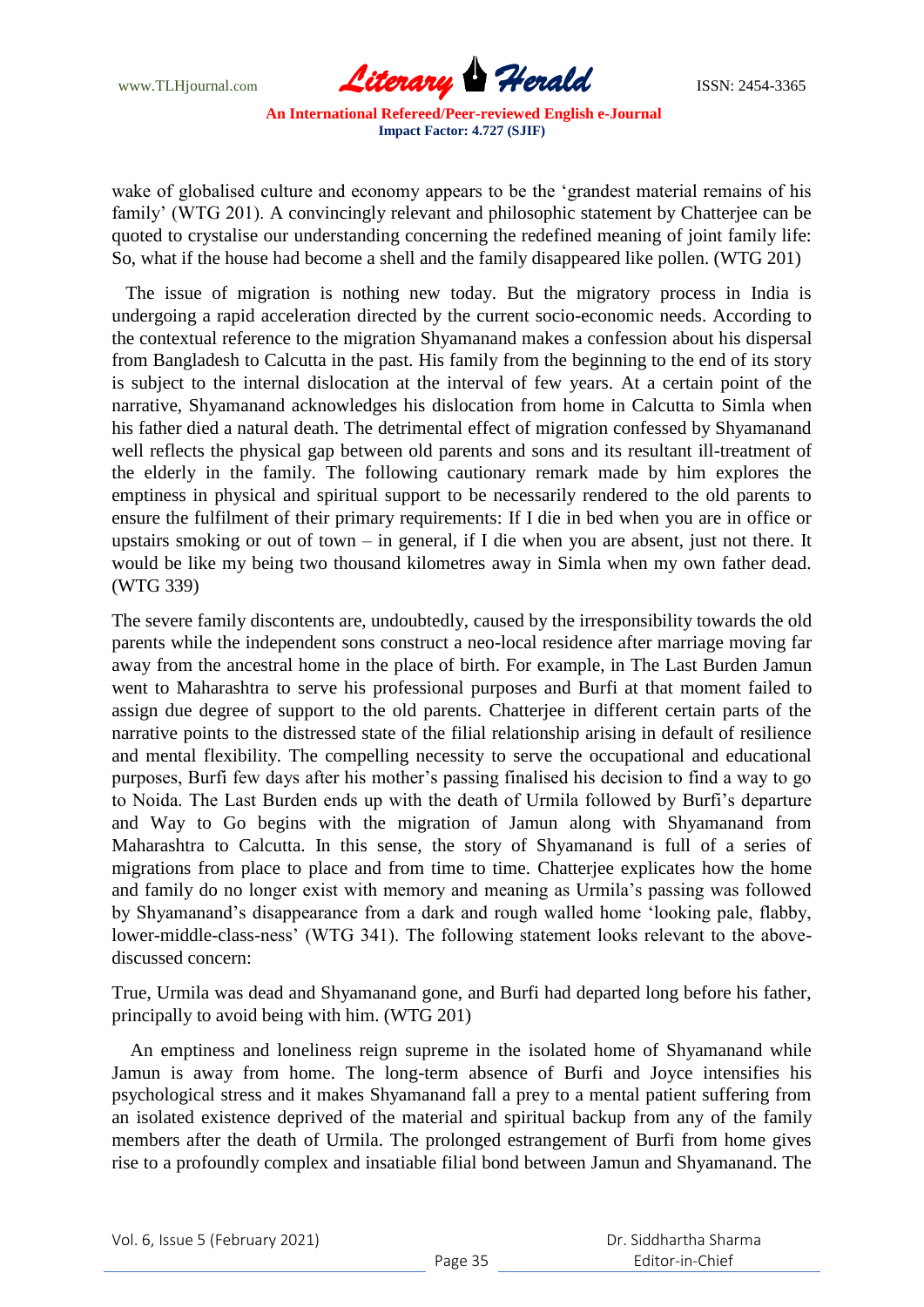wake of globalised culture and economy appears to be the 'grandest material remains of his family' (WTG 201). A convincingly relevant and philosophic statement by Chatterjee can be quoted to crystalise our understanding concerning the redefined meaning of joint family life: So, what if the house had become a shell and the family disappeared like pollen. (WTG 201)

The issue of migration is nothing new today. But the migratory process in India is undergoing a rapid acceleration directed by the current socio-economic needs. According to the contextual reference to the migration Shyamanand makes a confession about his dispersal from Bangladesh to Calcutta in the past. His family from the beginning to the end of its story is subject to the internal dislocation at the interval of few years. At a certain point of the narrative, Shyamanand acknowledges his dislocation from home in Calcutta to Simla when his father died a natural death. The detrimental effect of migration confessed by Shyamanand well reflects the physical gap between old parents and sons and its resultant ill-treatment of the elderly in the family. The following cautionary remark made by him explores the emptiness in physical and spiritual support to be necessarily rendered to the old parents to ensure the fulfilment of their primary requirements: If I die in bed when you are in office or upstairs smoking or out of town – in general, if I die when you are absent, just not there. It would be like my being two thousand kilometres away in Simla when my own father dead. (WTG 339)

The severe family discontents are, undoubtedly, caused by the irresponsibility towards the old parents while the independent sons construct a neo-local residence after marriage moving far away from the ancestral home in the place of birth. For example, in The Last Burden Jamun went to Maharashtra to serve his professional purposes and Burfi at that moment failed to assign due degree of support to the old parents. Chatterjee in different certain parts of the narrative points to the distressed state of the filial relationship arising in default of resilience and mental flexibility. The compelling necessity to serve the occupational and educational purposes, Burfi few days after his mother's passing finalised his decision to find a way to go to Noida. The Last Burden ends up with the death of Urmila followed by Burfi's departure and Way to Go begins with the migration of Jamun along with Shyamanand from Maharashtra to Calcutta. In this sense, the story of Shyamanand is full of a series of migrations from place to place and from time to time. Chatterjee explicates how the home and family do no longer exist with memory and meaning as Urmila's passing was followed by Shyamanand's disappearance from a dark and rough walled home 'looking pale, flabby, lower-middle-class-ness' (WTG 341). The following statement looks relevant to the above-discussed concern:

True, Urmila was dead and Shyamanand gone, and Burfi had departed long before his father, principally to avoid being with him. (WTG 201)

An emptiness and loneliness reign supreme in the isolated home of Shyamanand while Jamun is away from home. The long-term absence of Burfi and Joyce intensifies his psychological stress and it makes Shyamanand fall a prey to a mental patient suffering from an isolated existence deprived of the material and spiritual backup from any of the family members after the death of Urmila. The prolonged estrangement of Burfi from home gives rise to a profoundly complex and insatiable filial bond between Jamun and Shyamanand. The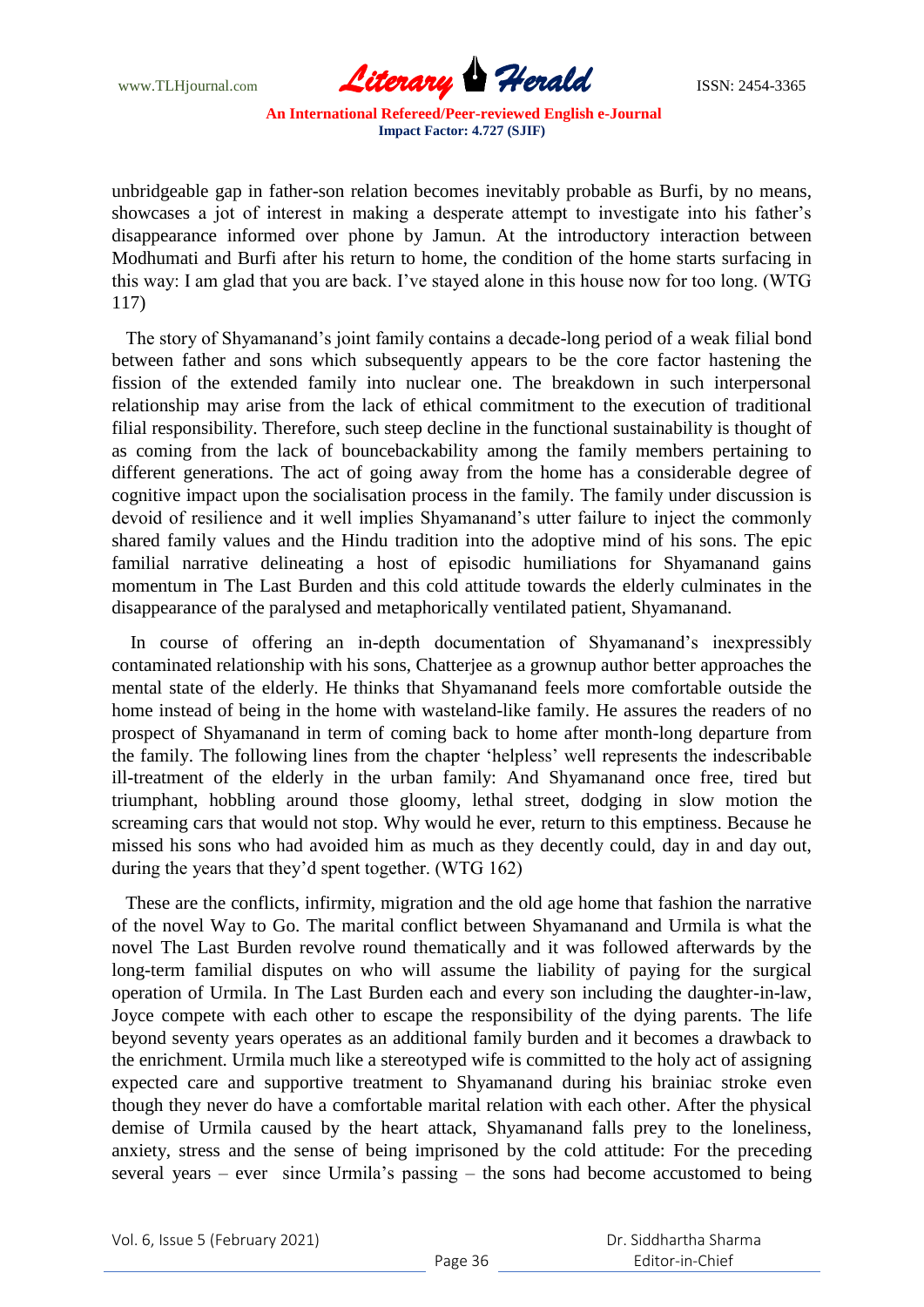unbridgeable gap in father-son relation becomes inevitably probable as Burfi, by no means, showcases a jot of interest in making a desperate attempt to investigate into his father's disappearance informed over phone by Jamun. At the introductory interaction between Modhumati and Burfi after his return to home, the condition of the home starts surfacing in this way: I am glad that you are back. I've stayed alone in this house now for too long. (WTG 117)

The story of Shyamanand's joint family contains a decade-long period of a weak filial bond between father and sons which subsequently appears to be the core factor hastening the fission of the extended family into nuclear one. The breakdown in such interpersonal relationship may arise from the lack of ethical commitment to the execution of traditional filial responsibility. Therefore, such steep decline in the functional sustainability is thought of as coming from the lack of bouncebackability among the family members pertaining to different generations. The act of going away from the home has a considerable degree of cognitive impact upon the socialisation process in the family. The family under discussion is devoid of resilience and it well implies Shyamanand's utter failure to inject the commonly shared family values and the Hindu tradition into the adoptive mind of his sons. The epic familial narrative delineating a host of episodic humiliations for Shyamanand gains momentum in The Last Burden and this cold attitude towards the elderly culminates in the disappearance of the paralysed and metaphorically ventilated patient, Shyamanand.

In course of offering an in-depth documentation of Shyamanand's inexpressibly contaminated relationship with his sons, Chatterjee as a grownup author better approaches the mental state of the elderly. He thinks that Shyamanand feels more comfortable outside the home instead of being in the home with wasteland-like family. He assures the readers of no prospect of Shyamanand in term of coming back to home after month-long departure from the family. The following lines from the chapter 'helpless' well represents the indescribable ill-treatment of the elderly in the urban family: And Shyamanand once free, tired but triumphant, hobbling around those gloomy, lethal street, dodging in slow motion the screaming cars that would not stop. Why would he ever, return to this emptiness. Because he missed his sons who had avoided him as much as they decently could, day in and day out, during the years that they'd spent together. (WTG 162)

These are the conflicts, infirmity, migration and the old age home that fashion the narrative of the novel Way to Go. The marital conflict between Shyamanand and Urmila is what the novel The Last Burden revolve round thematically and it was followed afterwards by the long-term familial disputes on who will assume the liability of paying for the surgical operation of Urmila. In The Last Burden each and every son including the daughter-in-law, Joyce compete with each other to escape the responsibility of the dying parents. The life beyond seventy years operates as an additional family burden and it becomes a drawback to the enrichment. Urmila much like a stereotyped wife is committed to the holy act of assigning expected care and supportive treatment to Shyamanand during his brainiac stroke even though they never do have a comfortable marital relation with each other. After the physical demise of Urmila caused by the heart attack, Shyamanand falls prey to the loneliness, anxiety, stress and the sense of being imprisoned by the cold attitude: For the preceding several years – ever since Urmila's passing – the sons had become accustomed to being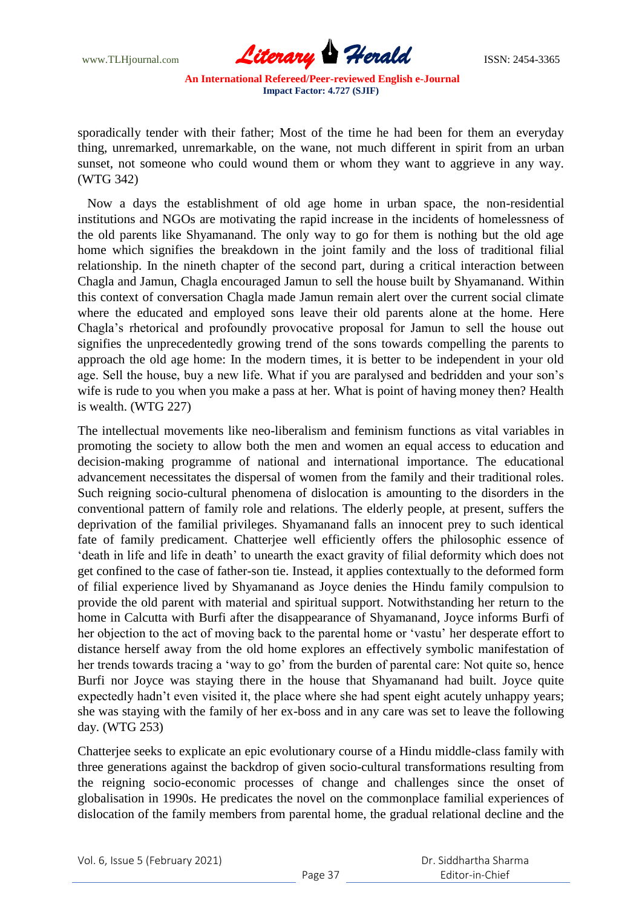sporadically tender with their father; Most of the time he had been for them an everyday thing, unremarked, unremarkable, on the wane, not much different in spirit from an urban sunset, not someone who could wound them or whom they want to aggrieve in any way. (WTG 342)

Now a days the establishment of old age home in urban space, the non-residential institutions and NGOs are motivating the rapid increase in the incidents of homelessness of the old parents like Shyamanand. The only way to go for them is nothing but the old age home which signifies the breakdown in the joint family and the loss of traditional filial relationship. In the nineth chapter of the second part, during a critical interaction between Chagla and Jamun, Chagla encouraged Jamun to sell the house built by Shyamanand. Within this context of conversation Chagla made Jamun remain alert over the current social climate where the educated and employed sons leave their old parents alone at the home. Here Chagla's rhetorical and profoundly provocative proposal for Jamun to sell the house out signifies the unprecedentedly growing trend of the sons towards compelling the parents to approach the old age home: In the modern times, it is better to be independent in your old age. Sell the house, buy a new life. What if you are paralysed and bedridden and your son's wife is rude to you when you make a pass at her. What is point of having money then? Health is wealth. (WTG 227)

The intellectual movements like neo-liberalism and feminism functions as vital variables in promoting the society to allow both the men and women an equal access to education and decision-making programme of national and international importance. The educational advancement necessitates the dispersal of women from the family and their traditional roles. Such reigning socio-cultural phenomena of dislocation is amounting to the disorders in the conventional pattern of family role and relations. The elderly people, at present, suffers the deprivation of the familial privileges. Shyamanand falls an innocent prey to such identical fate of family predicament. Chatterjee well efficiently offers the philosophic essence of 'death in life and life in death' to unearth the exact gravity of filial deformity which does not get confined to the case of father-son tie. Instead, it applies contextually to the deformed form of filial experience lived by Shyamanand as Joyce denies the Hindu family compulsion to provide the old parent with material and spiritual support. Notwithstanding her return to the home in Calcutta with Burfi after the disappearance of Shyamanand, Joyce informs Burfi of her objection to the act of moving back to the parental home or 'vastu' her desperate effort to distance herself away from the old home explores an effectively symbolic manifestation of her trends towards tracing a 'way to go' from the burden of parental care: Not quite so, hence Burfi nor Joyce was staying there in the house that Shyamanand had built. Joyce quite expectedly hadn't even visited it, the place where she had spent eight acutely unhappy years; she was staying with the family of her ex-boss and in any care was set to leave the following day. (WTG 253)

Chatterjee seeks to explicate an epic evolutionary course of a Hindu middle-class family with three generations against the backdrop of given socio-cultural transformations resulting from the reigning socio-economic processes of change and challenges since the onset of globalisation in 1990s. He predicates the novel on the commonplace familial experiences of dislocation of the family members from parental home, the gradual relational decline and the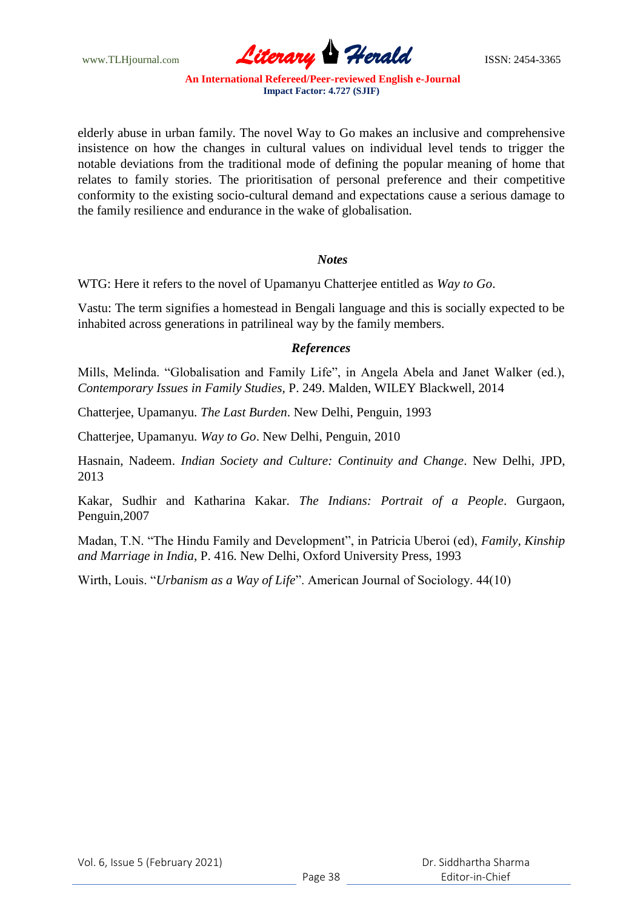elderly abuse in urban family. The novel Way to Go makes an inclusive and comprehensive insistence on how the changes in cultural values on individual level tends to trigger the notable deviations from the traditional mode of defining the popular meaning of home that relates to family stories. The prioritisation of personal preference and their competitive conformity to the existing socio-cultural demand and expectations cause a serious damage to the family resilience and endurance in the wake of globalisation.

### *Notes*

WTG: Here it refers to the novel of Upamanyu Chatterjee entitled as *Way to Go*.

Vastu: The term signifies a homestead in Bengali language and this is socially expected to be inhabited across generations in patrilineal way by the family members.

### *References*

Mills, Melinda. "Globalisation and Family Life", in Angela Abela and Janet Walker (ed.), *Contemporary Issues in Family Studies,* P. 249. Malden, WILEY Blackwell, 2014

Chatterjee, Upamanyu. *The Last Burden*. New Delhi, Penguin, 1993

Chatterjee, Upamanyu. *Way to Go*. New Delhi, Penguin, 2010

Hasnain, Nadeem. *Indian Society and Culture: Continuity and Change*. New Delhi, JPD, 2013

Kakar, Sudhir and Katharina Kakar. *The Indians: Portrait of a People*. Gurgaon, Penguin,2007

Madan, T.N. "The Hindu Family and Development", in Patricia Uberoi (ed), *Family, Kinship and Marriage in India*, P. 416. New Delhi, Oxford University Press, 1993

Wirth, Louis. "*Urbanism as a Way of Life*". American Journal of Sociology. 44(10)